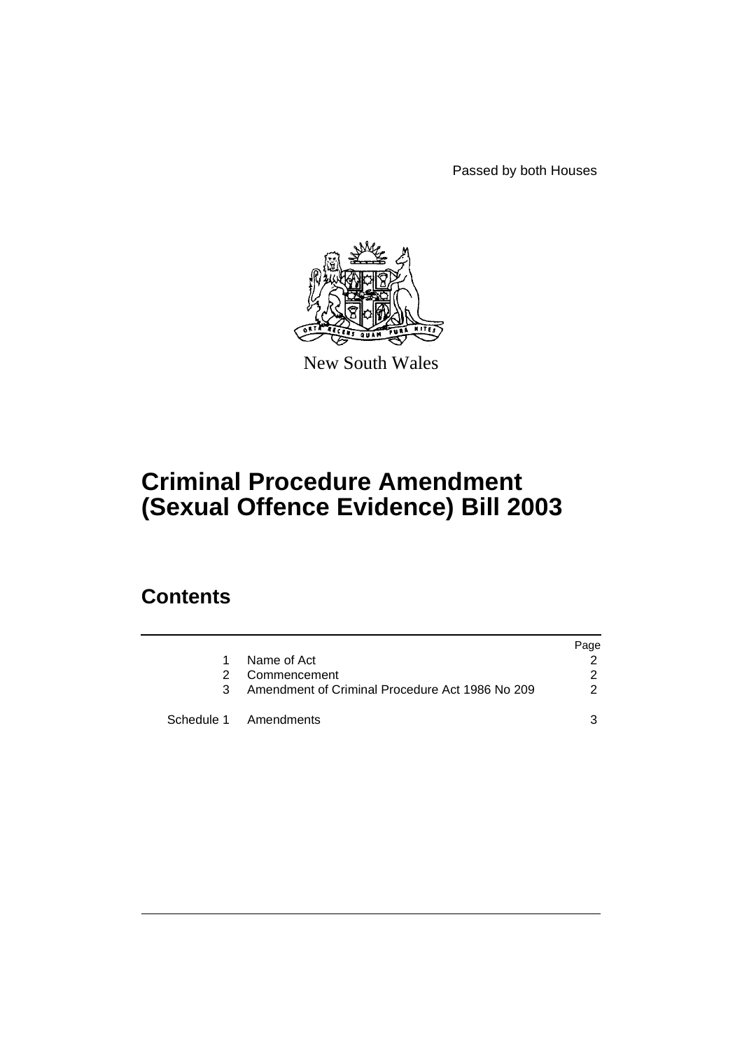Passed by both Houses

New South Wales

# Criminal Procedure Amendment (Sexual Offence Evidence) Bill 2003

## Contents

| | | Page |
|---|---|---|
| 1 | Name of Act | 2 |
| 2 | Commencement | 2 |
| 3 | Amendment of Criminal Procedure Act 1986 No 209 | 2 |
| Schedule 1 | Amendments | 3 |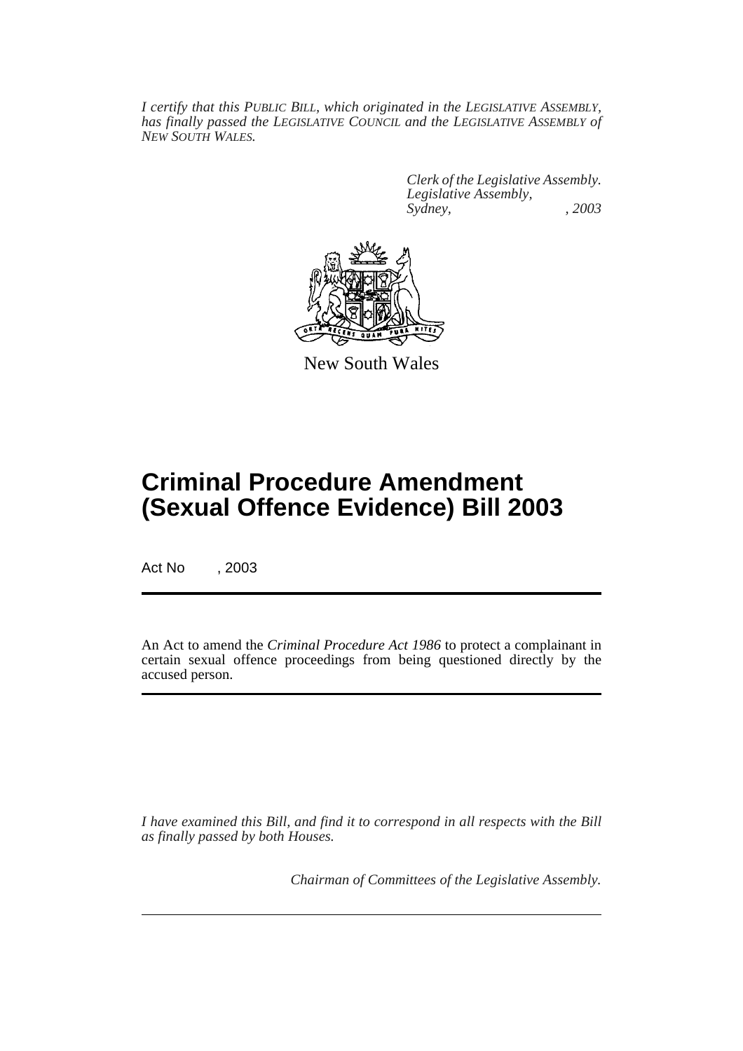*I certify that this PUBLIC BILL, which originated in the LEGISLATIVE ASSEMBLY, has finally passed the LEGISLATIVE COUNCIL and the LEGISLATIVE ASSEMBLY of NEW SOUTH WALES.*

*Clerk of the Legislative Assembly.*
*Legislative Assembly,*
*Sydney, , 2003*

New South Wales

# Criminal Procedure Amendment (Sexual Offence Evidence) Bill 2003

Act No , 2003

An Act to amend the *Criminal Procedure Act 1986* to protect a complainant in certain sexual offence proceedings from being questioned directly by the accused person.

*I have examined this Bill, and find it to correspond in all respects with the Bill as finally passed by both Houses.*

*Chairman of Committees of the Legislative Assembly.*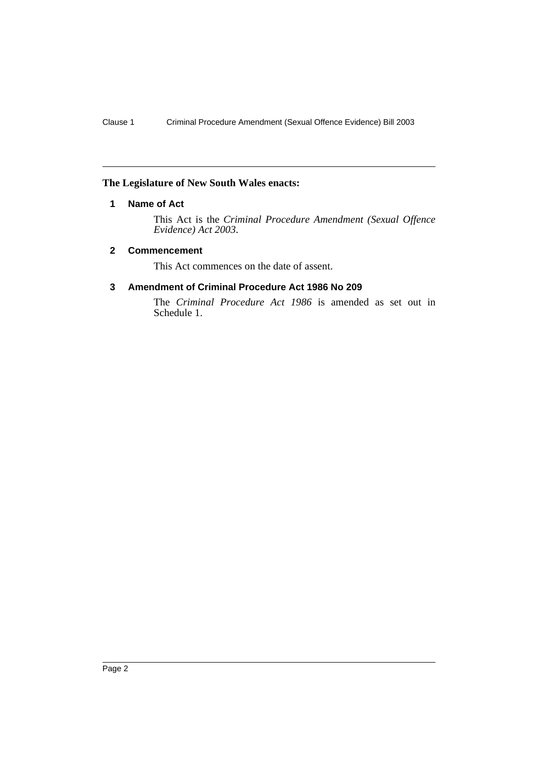**The Legislature of New South Wales enacts:**

## 1 Name of Act

This Act is the *Criminal Procedure Amendment (Sexual Offence Evidence) Act 2003*.

## 2 Commencement

This Act commences on the date of assent.

## 3 Amendment of Criminal Procedure Act 1986 No 209

The *Criminal Procedure Act 1986* is amended as set out in Schedule 1.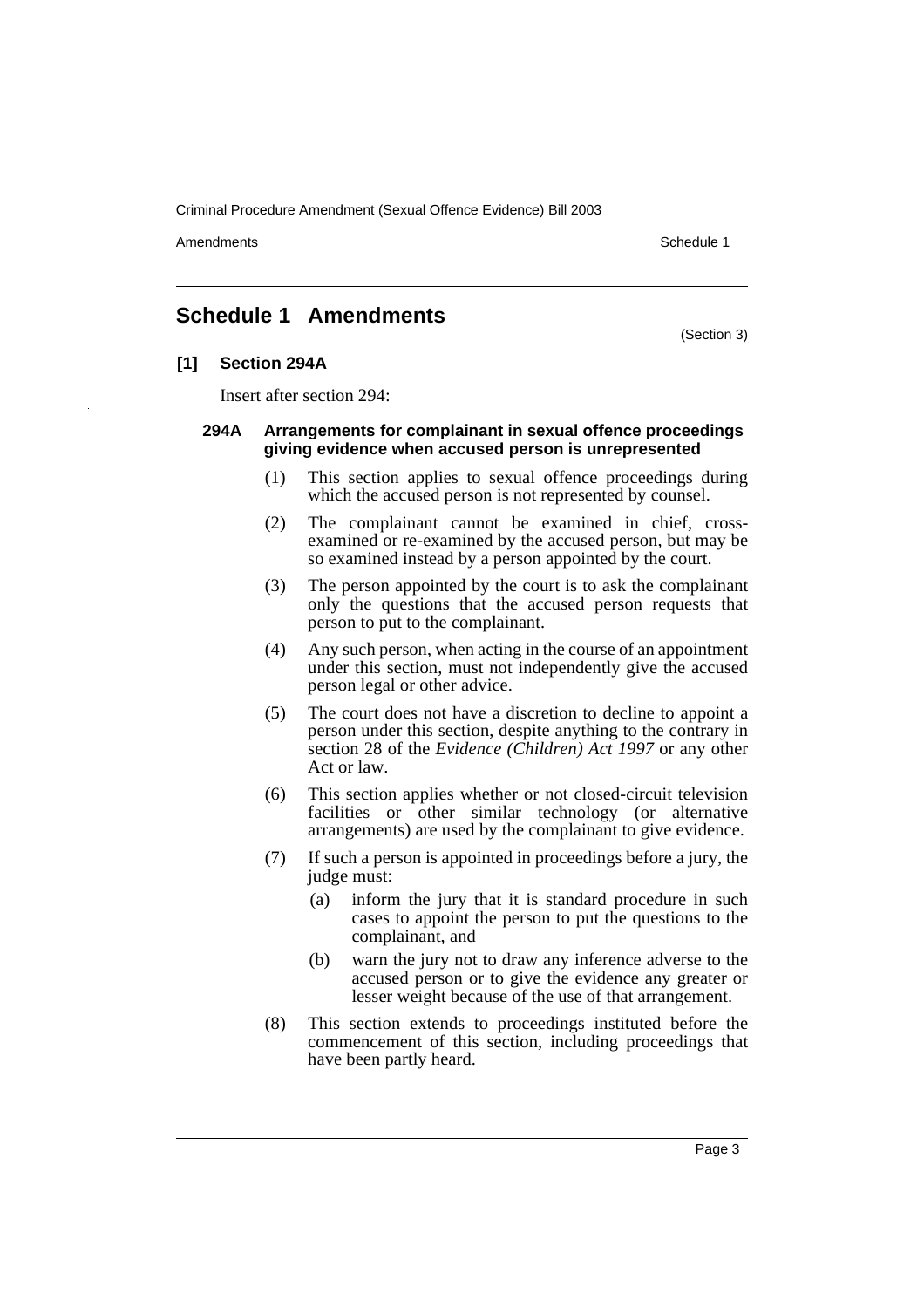# Schedule 1 Amendments

(Section 3)

## [1] Section 294A

Insert after section 294:

### 294A Arrangements for complainant in sexual offence proceedings giving evidence when accused person is unrepresented

(1) This section applies to sexual offence proceedings during which the accused person is not represented by counsel.

(2) The complainant cannot be examined in chief, cross-examined or re-examined by the accused person, but may be so examined instead by a person appointed by the court.

(3) The person appointed by the court is to ask the complainant only the questions that the accused person requests that person to put to the complainant.

(4) Any such person, when acting in the course of an appointment under this section, must not independently give the accused person legal or other advice.

(5) The court does not have a discretion to decline to appoint a person under this section, despite anything to the contrary in section 28 of the *Evidence (Children) Act 1997* or any other Act or law.

(6) This section applies whether or not closed-circuit television facilities or other similar technology (or alternative arrangements) are used by the complainant to give evidence.

(7) If such a person is appointed in proceedings before a jury, the judge must:

- (a) inform the jury that it is standard procedure in such cases to appoint the person to put the questions to the complainant, and
- (b) warn the jury not to draw any inference adverse to the accused person or to give the evidence any greater or lesser weight because of the use of that arrangement.

(8) This section extends to proceedings instituted before the commencement of this section, including proceedings that have been partly heard.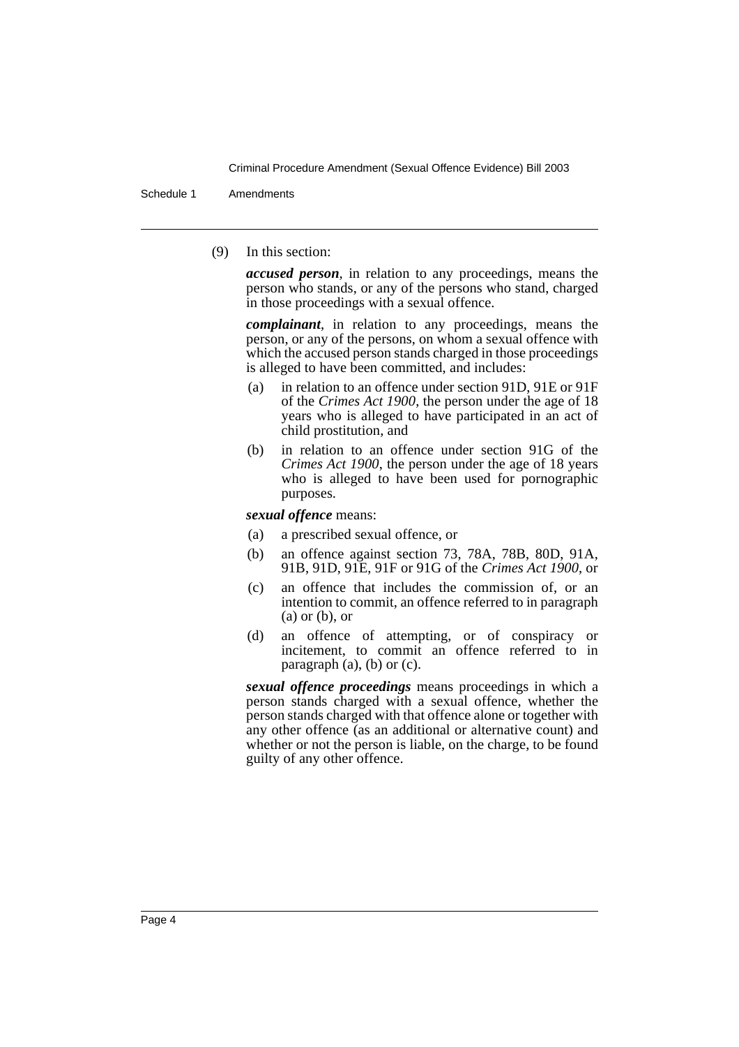(9) In this section:

***accused person***, in relation to any proceedings, means the person who stands, or any of the persons who stand, charged in those proceedings with a sexual offence.

***complainant***, in relation to any proceedings, means the person, or any of the persons, on whom a sexual offence with which the accused person stands charged in those proceedings is alleged to have been committed, and includes:

- (a) in relation to an offence under section 91D, 91E or 91F of the *Crimes Act 1900*, the person under the age of 18 years who is alleged to have participated in an act of child prostitution, and
- (b) in relation to an offence under section 91G of the *Crimes Act 1900*, the person under the age of 18 years who is alleged to have been used for pornographic purposes.

***sexual offence*** means:

- (a) a prescribed sexual offence, or
- (b) an offence against section 73, 78A, 78B, 80D, 91A, 91B, 91D, 91E, 91F or 91G of the *Crimes Act 1900*, or
- (c) an offence that includes the commission of, or an intention to commit, an offence referred to in paragraph (a) or (b), or
- (d) an offence of attempting, or of conspiracy or incitement, to commit an offence referred to in paragraph (a), (b) or (c).

***sexual offence proceedings*** means proceedings in which a person stands charged with a sexual offence, whether the person stands charged with that offence alone or together with any other offence (as an additional or alternative count) and whether or not the person is liable, on the charge, to be found guilty of any other offence.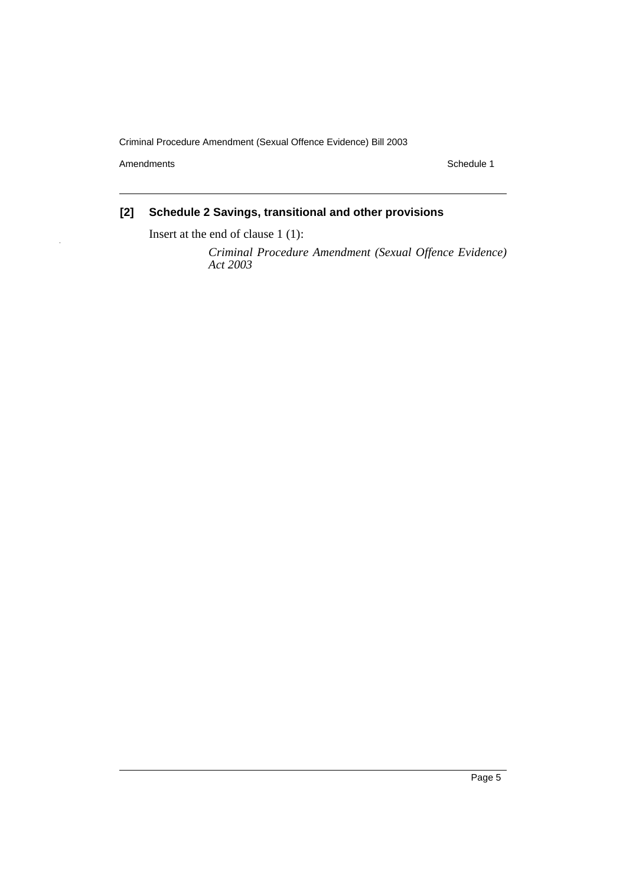### [2] Schedule 2 Savings, transitional and other provisions

Insert at the end of clause 1 (1):

*Criminal Procedure Amendment (Sexual Offence Evidence) Act 2003*